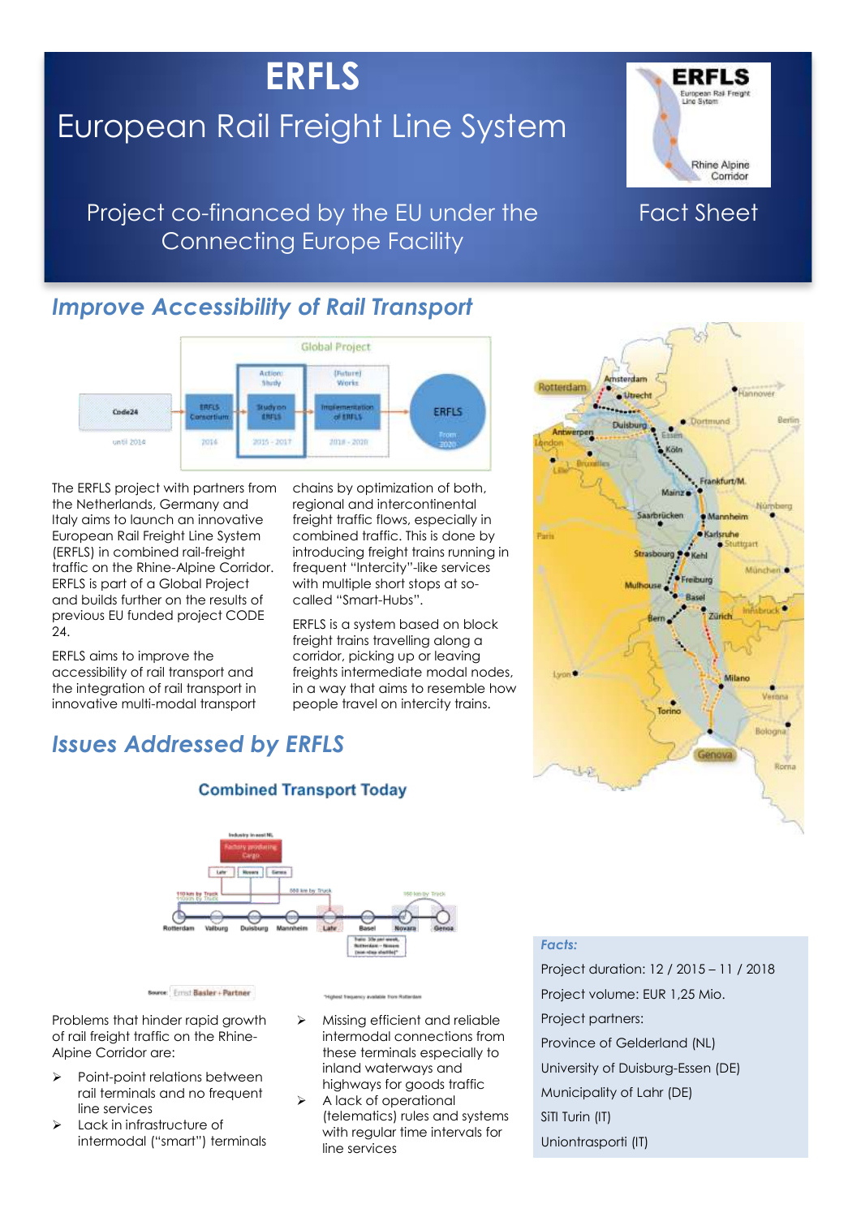# ERFLS

## European Rail Freight Line System

Project co-financed by the EU under the Connecting Europe Facility

Fact Sheet

## Improve Accessibility of Rail Transport

The ERFLS project with partners from the Netherlands, Germany and Italy aims to launch an innovative European Rail Freight Line System (ERFLS) in combined rail-freight traffic on the Rhine-Alpine Corridor. ERFLS is part of a Global Project and builds further on the results of previous EU funded project CODE 24.

ERFLS aims to improve the accessibility of rail transport and the integration of rail transport in innovative multi-modal transport chains by optimization of both, regional and intercontinental freight traffic flows, especially in combined traffic. This is done by introducing freight trains running in frequent "Intercity"-like services with multiple short stops at so-called "Smart-Hubs".

ERFLS is a system based on block freight trains travelling along a corridor, picking up or leaving freights intermediate modal nodes, in a way that aims to resemble how people travel on intercity trains.

## Issues Addressed by ERFLS

Problems that hinder rapid growth of rail freight traffic on the Rhine-Alpine Corridor are:

- Point-point relations between rail terminals and no frequent line services
- Lack in infrastructure of intermodal ("smart") terminals
- Missing efficient and reliable intermodal connections from these terminals especially to inland waterways and highways for goods traffic
- A lack of operational (telematics) rules and systems with regular time intervals for line services

*Facts:*

Project duration: 12 / 2015 – 11 / 2018

Project volume: EUR 1,25 Mio.

Project partners:

Province of Gelderland (NL)

University of Duisburg-Essen (DE)

Municipality of Lahr (DE)

SiTI Turin (IT)

Uniontrasporti (IT)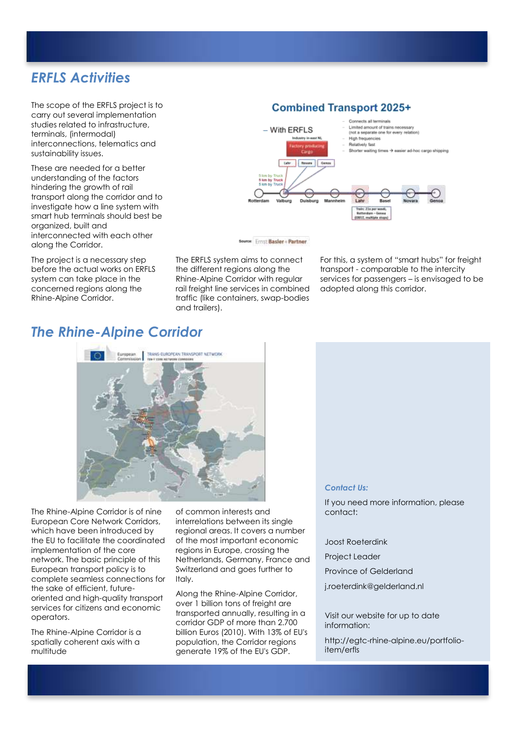## ERFLS Activities

The scope of the ERFLS project is to carry out several implementation studies related to infrastructure, terminals, (intermodal) interconnections, telematics and sustainability issues.

These are needed for a better understanding of the factors hindering the growth of rail transport along the corridor and to investigate how a line system with smart hub terminals should best be organized, built and interconnected with each other along the Corridor.

The project is a necessary step before the actual works on ERFLS system can take place in the concerned regions along the Rhine-Alpine Corridor.

Combined Transport 2025+

– With ERFLS

- Connects all terminals
- Limited amount of trains necessary (not a separate one for every relation)
- High frequencies
- Relatively fast
- Shorter waiting times → easier ad-hoc cargo shipping

Industry in east NL

Factory producing Cargo

Lahr
Novara
Genoa

5 km by Truck
5 km by Truck
5 km by Truck

Rotterdam
Valburg
Duisburg
Mannheim
Lahr
Basel
Novara
Genoa

Train: 21x per week, Rotterdam – Genoa (ERFLT, multiple stops)

Source: Ernst Basler + Partner

The ERFLS system aims to connect the different regions along the Rhine-Alpine Corridor with regular rail freight line services in combined traffic (like containers, swap-bodies and trailers).

For this, a system of "smart hubs" for freight transport - comparable to the intercity services for passengers – is envisaged to be adopted along this corridor.

## The Rhine-Alpine Corridor

European Commission | TRANS-EUROPEAN TRANSPORT NETWORK
TEN-T CORE NETWORK CORRIDORS

The Rhine-Alpine Corridor is of nine European Core Network Corridors, which have been introduced by the EU to facilitate the coordinated implementation of the core network. The basic principle of this European transport policy is to complete seamless connections for the sake of efficient, future-oriented and high-quality transport services for citizens and economic operators.

The Rhine-Alpine Corridor is a spatially coherent axis with a multitude of common interests and interrelations between its single regional areas. It covers a number of the most important economic regions in Europe, crossing the Netherlands, Germany, France and Switzerland and goes further to Italy.

Along the Rhine-Alpine Corridor, over 1 billion tons of freight are transported annually, resulting in a corridor GDP of more than 2.700 billion Euros (2010). With 13% of EU's population, the Corridor regions generate 19% of the EU's GDP.

### *Contact Us:*

If you need more information, please contact:

Joost Roeterdink

Project Leader

Province of Gelderland

j.roeterdink@gelderland.nl

Visit our website for up to date information:

http://egtc-rhine-alpine.eu/portfolio-item/erfls